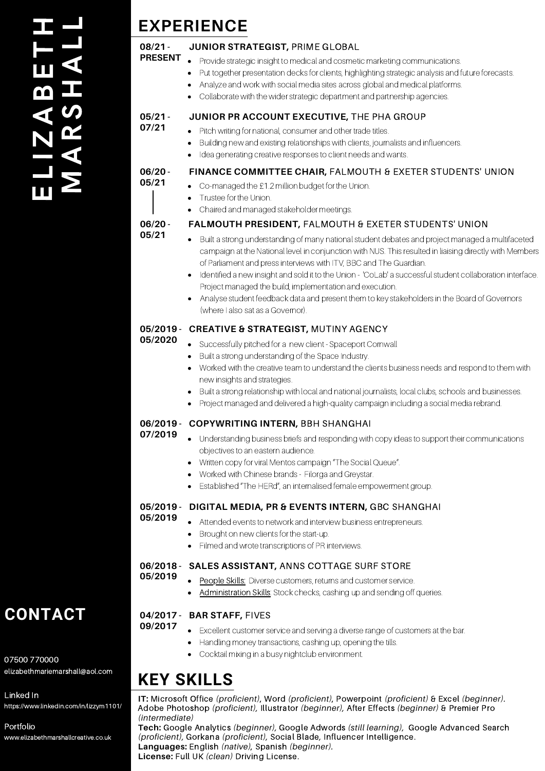# ELIZABETH MARSHALL

## EXPERIENCE

**08/21 - PRESENT** — **JUNIOR STRATEGIST,** PRIME GLOBAL

- Provide strategic insight to medical and cosmetic marketing communications.
- Put together presentation decks for clients, highlighting strategic analysis and future forecasts.
- Analyze and work with social media sites across global and medical platforms.
- Collaborate with the wider strategic department and partnership agencies.

**05/21 - 07/21** — **JUNIOR PR ACCOUNT EXECUTIVE,** THE PHA GROUP

- Pitch writing for national, consumer and other trade titles.
- Building new and existing relationships with clients, journalists and influencers.
- Idea generating creative responses to client needs and wants.

**06/20 - 05/21** — **FINANCE COMMITTEE CHAIR,** FALMOUTH & EXETER STUDENTS' UNION

- Co-managed the £1.2 million budget for the Union.
- Trustee for the Union.
- Chaired and managed stakeholder meetings.

**06/20 - 05/21** — **FALMOUTH PRESIDENT,** FALMOUTH & EXETER STUDENTS' UNION

- Built a strong understanding of many national student debates and project managed a multifaceted campaign at the National level in conjunction with NUS. This resulted in liaising directly with Members of Parliament and press interviews with ITV, BBC and The Guardian.
- Identified a new insight and sold it to the Union - 'CoLab' a successful student collaboration interface. Project managed the build, implementation and execution.
- Analyse student feedback data and present them to key stakeholders in the Board of Governors (where I also sat as a Governor).

**05/2019 - 05/2020** — **CREATIVE & STRATEGIST,** MUTINY AGENCY

- Successfully pitched for a new client - Spaceport Cornwall
- Built a strong understanding of the Space Industry.
- Worked with the creative team to understand the clients business needs and respond to them with new insights and strategies.
- Built a strong relationship with local and national journalists, local clubs, schools and businesses.
- Project managed and delivered a high-quality campaign including a social media rebrand.

**06/2019 - 07/2019** — **COPYWRITING INTERN,** BBH SHANGHAI

- Understanding business briefs and responding with copy ideas to support their communications objectives to an eastern audience.
- Written copy for viral Mentos campaign "The Social Queue".
- Worked with Chinese brands - Filorga and Greystar.
- Established "The HERd", an internalised female empowerment group.

**05/2019 - 05/2019** — **DIGITAL MEDIA, PR & EVENTS INTERN,** GBC SHANGHAI

- Attended events to network and interview business entrepreneurs.
- Brought on new clients for the start-up.
- Filmed and wrote transcriptions of PR interviews.

**06/2018 - 05/2019** — **SALES ASSISTANT,** ANNS COTTAGE SURF STORE

- People Skills: Diverse customers, returns and customer service.
- Administration Skills: Stock checks, cashing up and sending off queries.

**04/2017 - 09/2017** — **BAR STAFF,** FIVES

- Excellent customer service and serving a diverse range of customers at the bar.
- Handling money transactions, cashing up, opening the tills.
- Cocktail mixing in a busy nightclub environment.

## KEY SKILLS

**IT:** Microsoft Office *(proficient)*, Word *(proficient)*, Powerpoint *(proficient)* & Excel *(beginner)*. Adobe Photoshop *(proficient)*, Illustrator *(beginner)*, After Effects *(beginner)* & Premier Pro *(intermediate)*
**Tech:** Google Analytics *(beginner)*, Google Adwords *(still learning)*, Google Advanced Search *(proficient)*, Gorkana *(proficient)*, Social Blade, Influencer Intelligence.
**Languages:** English *(native)*, Spanish *(beginner)*.
**License:** Full UK *(clean)* Driving License.

## CONTACT

07500 770000
elizabethmariemarshall@aol.com

Linked In
https://www.linkedin.com/in/lizzym1101/

Portfolio
www.elizabethmarshallcreative.co.uk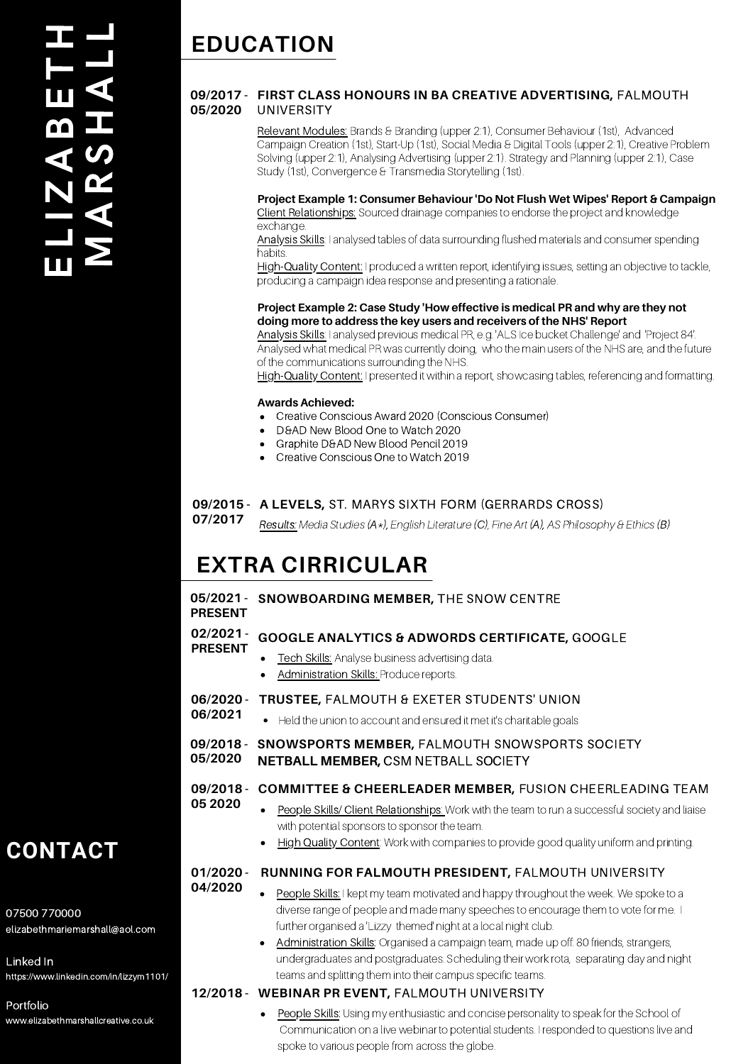# ELIZABETH MARSHALL

## EDUCATION

**09/2017 - 05/2020** **FIRST CLASS HONOURS IN BA CREATIVE ADVERTISING,** FALMOUTH UNIVERSITY

Relevant Modules: Brands & Branding (upper 2:1), Consumer Behaviour (1st), Advanced Campaign Creation (1st), Start-Up (1st), Social Media & Digital Tools (upper 2:1), Creative Problem Solving (upper 2:1), Analysing Advertising (upper 2:1). Strategy and Planning (upper 2:1), Case Study (1st), Convergence & Transmedia Storytelling (1st).

**Project Example 1: Consumer Behaviour 'Do Not Flush Wet Wipes' Report & Campaign**
Client Relationships: Sourced drainage companies to endorse the project and knowledge exchange.
Analysis Skills: I analysed tables of data surrounding flushed materials and consumer spending habits.
High-Quality Content: I produced a written report, identifying issues, setting an objective to tackle, producing a campaign idea response and presenting a rationale.

**Project Example 2: Case Study 'How effective is medical PR and why are they not doing more to address the key users and receivers of the NHS' Report**
Analysis Skills: I analysed previous medical PR, e.g. 'ALS Ice bucket Challenge' and 'Project 84'. Analysed what medical PR was currently doing, who the main users of the NHS are, and the future of the communications surrounding the NHS.
High-Quality Content: I presented it within a report, showcasing tables, referencing and formatting.

**Awards Achieved:**

- Creative Conscious Award 2020 (Conscious Consumer)
- D&AD New Blood One to Watch 2020
- Graphite D&AD New Blood Pencil 2019
- Creative Conscious One to Watch 2019

**09/2015 - 07/2017** **A LEVELS,** ST. MARYS SIXTH FORM (GERRARDS CROSS)

*Results: Media Studies (A\*), English Literature (C), Fine Art (A), AS Philosophy & Ethics (B)*

## EXTRA CIRRICULAR

**05/2021 - PRESENT** **SNOWBOARDING MEMBER,** THE SNOW CENTRE

**02/2021 - PRESENT** **GOOGLE ANALYTICS & ADWORDS CERTIFICATE,** GOOGLE

- Tech Skills: Analyse business advertising data.
- Administration Skills: Produce reports.

**06/2020 - 06/2021** **TRUSTEE,** FALMOUTH & EXETER STUDENTS' UNION

- Held the union to account and ensured it met it's charitable goals

**09/2018 - 05/2020** **SNOWSPORTS MEMBER,** FALMOUTH SNOWSPORTS SOCIETY
**NETBALL MEMBER,** CSM NETBALL SOCIETY

**09/2018 - 05 2020** **COMMITTEE & CHEERLEADER MEMBER,** FUSION CHEERLEADING TEAM

- People Skills/ Client Relationships: Work with the team to run a successful society and liaise with potential sponsors to sponsor the team.
- High Quality Content: Work with companies to provide good quality uniform and printing.

**01/2020 - 04/2020** **RUNNING FOR FALMOUTH PRESIDENT,** FALMOUTH UNIVERSITY

- People Skills: I kept my team motivated and happy throughout the week. We spoke to a diverse range of people and made many speeches to encourage them to vote for me. I further organised a 'Lizzy themed' night at a local night club.
- Administration Skills: Organised a campaign team, made up off 80 friends, strangers, undergraduates and postgraduates. Scheduling their work rota, separating day and night teams and splitting them into their campus specific teams.

**12/2018 -** **WEBINAR PR EVENT,** FALMOUTH UNIVERSITY

- People Skills: Using my enthusiastic and concise personality to speak for the School of Communication on a live webinar to potential students. I responded to questions live and spoke to various people from across the globe.

## CONTACT

07500 770000
elizabethmariemarshall@aol.com

Linked In
https://www.linkedin.com/in/lizzym1101/

Portfolio
www.elizabethmarshallcreative.co.uk